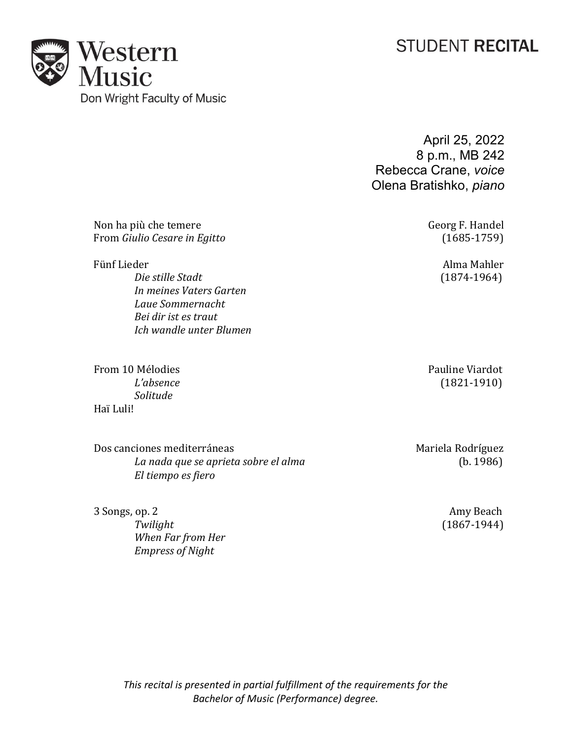Western Music
Don Wright Faculty of Music

# STUDENT **RECITAL**

April 25, 2022
8 p.m., MB 242
Rebecca Crane, *voice*
Olena Bratishko, *piano*

Non ha più che temere
From *Giulio Cesare in Egitto*
Georg F. Handel
(1685-1759)

Fünf Lieder
Alma Mahler
(1874-1964)

*Die stille Stadt*
*In meines Vaters Garten*
*Laue Sommernacht*
*Bei dir ist es traut*
*Ich wandle unter Blumen*

From 10 Mélodies
Pauline Viardot
(1821-1910)

*L'absence*
*Solitude*

Haï Luli!

Dos canciones mediterráneas
Mariela Rodríguez
(b. 1986)

*La nada que se aprieta sobre el alma*
*El tiempo es fiero*

3 Songs, op. 2
Amy Beach
(1867-1944)

*Twilight*
*When Far from Her*
*Empress of Night*

*This recital is presented in partial fulfillment of the requirements for the Bachelor of Music (Performance) degree.*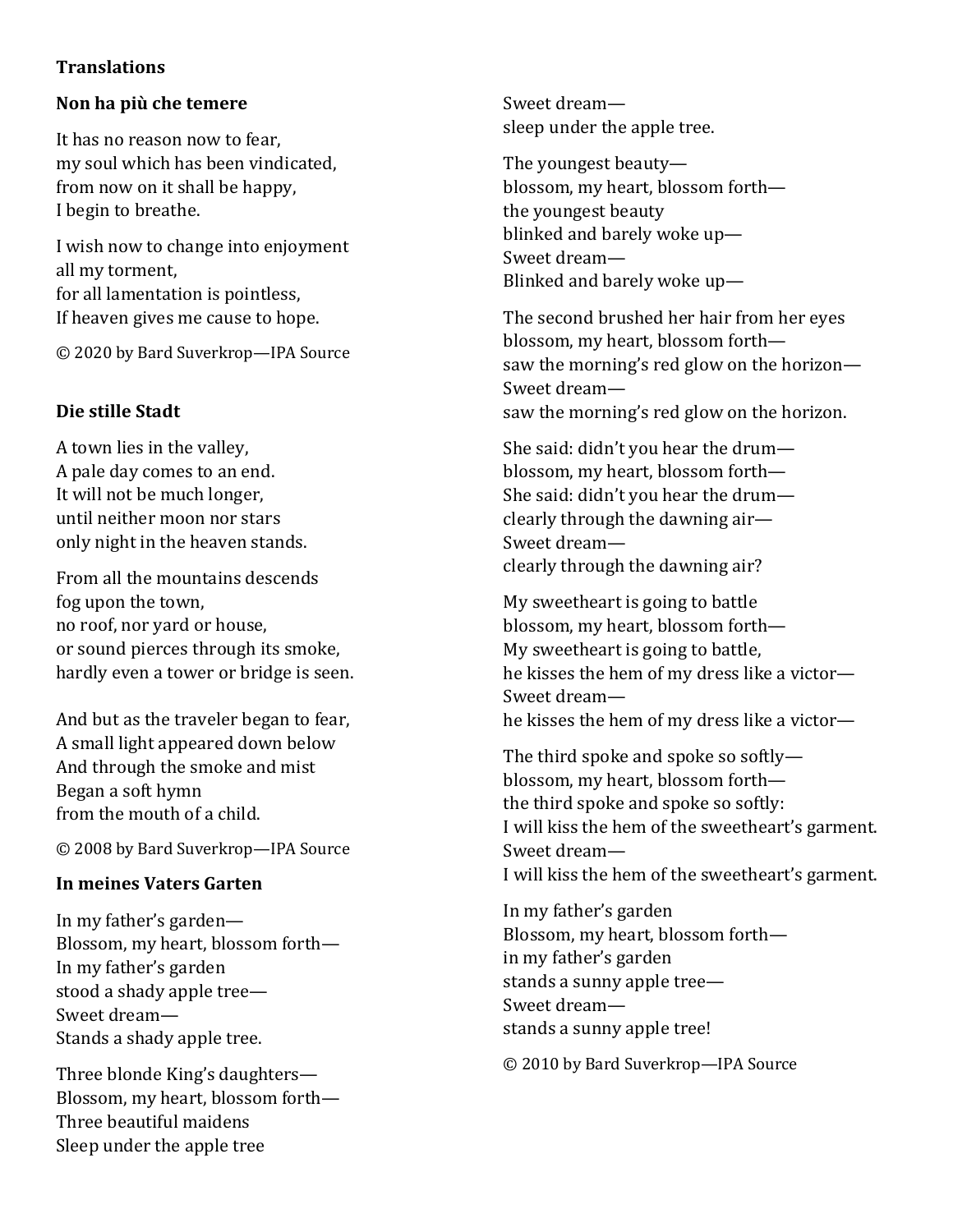**Translations**

**Non ha più che temere**

It has no reason now to fear,
my soul which has been vindicated,
from now on it shall be happy,
I begin to breathe.

I wish now to change into enjoyment
all my torment,
for all lamentation is pointless,
If heaven gives me cause to hope.

© 2020 by Bard Suverkrop—IPA Source

**Die stille Stadt**

A town lies in the valley,
A pale day comes to an end.
It will not be much longer,
until neither moon nor stars
only night in the heaven stands.

From all the mountains descends
fog upon the town,
no roof, nor yard or house,
or sound pierces through its smoke,
hardly even a tower or bridge is seen.

And but as the traveler began to fear,
A small light appeared down below
And through the smoke and mist
Began a soft hymn
from the mouth of a child.

© 2008 by Bard Suverkrop—IPA Source

**In meines Vaters Garten**

In my father's garden—
Blossom, my heart, blossom forth—
In my father's garden
stood a shady apple tree—
Sweet dream—
Stands a shady apple tree.

Three blonde King's daughters—
Blossom, my heart, blossom forth—
Three beautiful maidens
Sleep under the apple tree
Sweet dream—
sleep under the apple tree.

The youngest beauty—
blossom, my heart, blossom forth—
the youngest beauty
blinked and barely woke up—
Sweet dream—
Blinked and barely woke up—

The second brushed her hair from her eyes
blossom, my heart, blossom forth—
saw the morning's red glow on the horizon—
Sweet dream—
saw the morning's red glow on the horizon.

She said: didn't you hear the drum—
blossom, my heart, blossom forth—
She said: didn't you hear the drum—
clearly through the dawning air—
Sweet dream—
clearly through the dawning air?

My sweetheart is going to battle
blossom, my heart, blossom forth—
My sweetheart is going to battle,
he kisses the hem of my dress like a victor—
Sweet dream—
he kisses the hem of my dress like a victor—

The third spoke and spoke so softly—
blossom, my heart, blossom forth—
the third spoke and spoke so softly:
I will kiss the hem of the sweetheart's garment.
Sweet dream—
I will kiss the hem of the sweetheart's garment.

In my father's garden
Blossom, my heart, blossom forth—
in my father's garden
stands a sunny apple tree—
Sweet dream—
stands a sunny apple tree!

© 2010 by Bard Suverkrop—IPA Source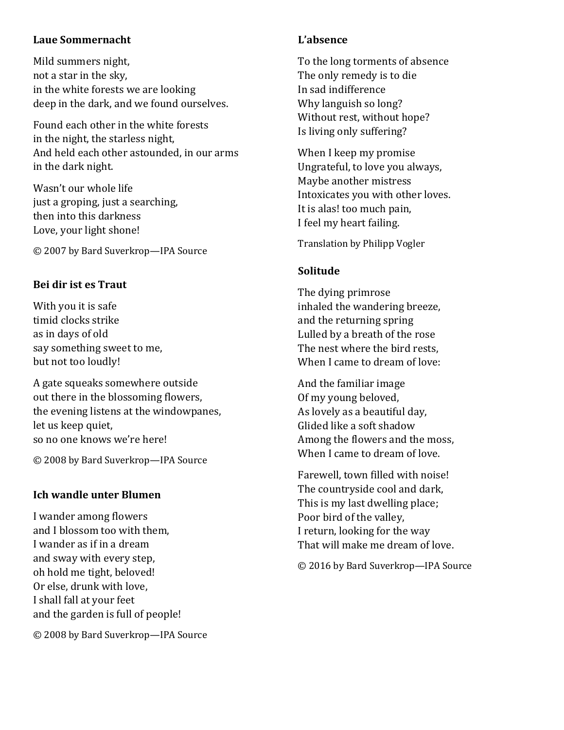### Laue Sommernacht

Mild summers night,
not a star in the sky,
in the white forests we are looking
deep in the dark, and we found ourselves.

Found each other in the white forests
in the night, the starless night,
And held each other astounded, in our arms
in the dark night.

Wasn't our whole life
just a groping, just a searching,
then into this darkness
Love, your light shone!

© 2007 by Bard Suverkrop—IPA Source

### Bei dir ist es Traut

With you it is safe
timid clocks strike
as in days of old
say something sweet to me,
but not too loudly!

A gate squeaks somewhere outside
out there in the blossoming flowers,
the evening listens at the windowpanes,
let us keep quiet,
so no one knows we're here!

© 2008 by Bard Suverkrop—IPA Source

### Ich wandle unter Blumen

I wander among flowers
and I blossom too with them,
I wander as if in a dream
and sway with every step,
oh hold me tight, beloved!
Or else, drunk with love,
I shall fall at your feet
and the garden is full of people!

© 2008 by Bard Suverkrop—IPA Source

### L'absence

To the long torments of absence
The only remedy is to die
In sad indifference
Why languish so long?
Without rest, without hope?
Is living only suffering?

When I keep my promise
Ungrateful, to love you always,
Maybe another mistress
Intoxicates you with other loves.
It is alas! too much pain,
I feel my heart failing.

Translation by Philipp Vogler

### Solitude

The dying primrose
inhaled the wandering breeze,
and the returning spring
Lulled by a breath of the rose
The nest where the bird rests,
When I came to dream of love:

And the familiar image
Of my young beloved,
As lovely as a beautiful day,
Glided like a soft shadow
Among the flowers and the moss,
When I came to dream of love.

Farewell, town filled with noise!
The countryside cool and dark,
This is my last dwelling place;
Poor bird of the valley,
I return, looking for the way
That will make me dream of love.

© 2016 by Bard Suverkrop—IPA Source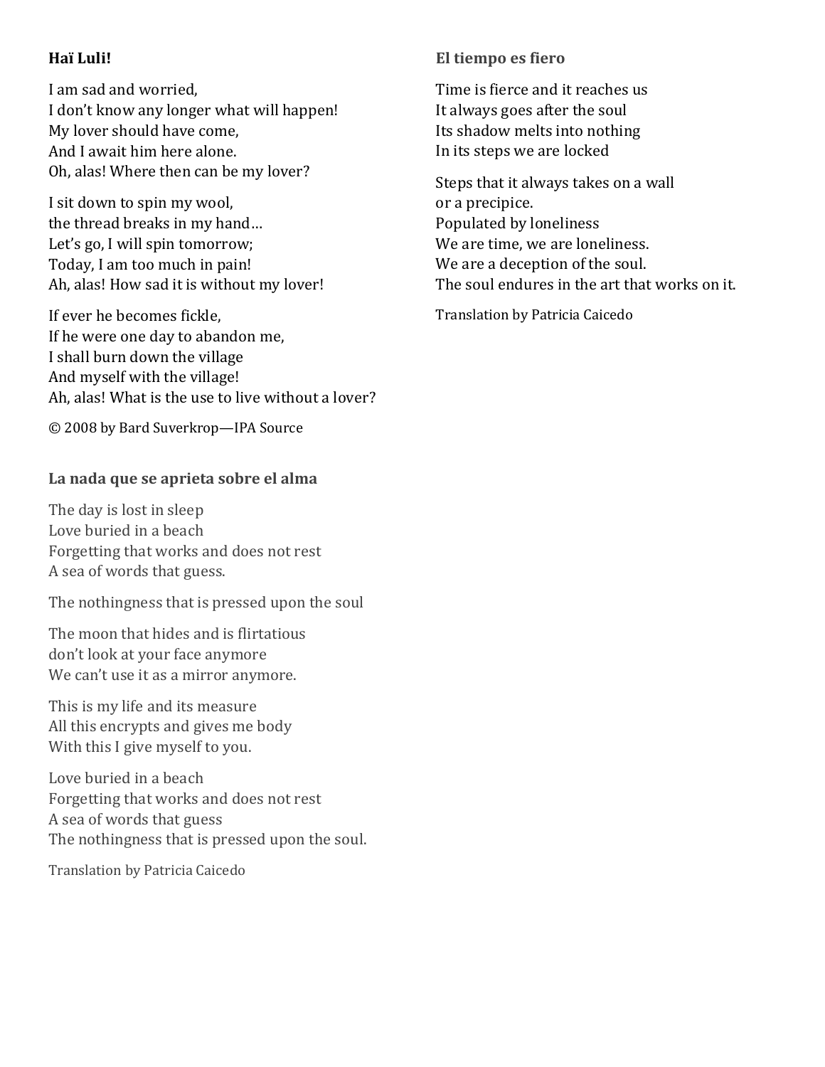**Haï Luli!**

I am sad and worried,
I don't know any longer what will happen!
My lover should have come,
And I await him here alone.
Oh, alas! Where then can be my lover?

I sit down to spin my wool,
the thread breaks in my hand…
Let's go, I will spin tomorrow;
Today, I am too much in pain!
Ah, alas! How sad it is without my lover!

If ever he becomes fickle,
If he were one day to abandon me,
I shall burn down the village
And myself with the village!
Ah, alas! What is the use to live without a lover?

© 2008 by Bard Suverkrop—IPA Source

**La nada que se aprieta sobre el alma**

The day is lost in sleep
Love buried in a beach
Forgetting that works and does not rest
A sea of words that guess.

The nothingness that is pressed upon the soul

The moon that hides and is flirtatious
don't look at your face anymore
We can't use it as a mirror anymore.

This is my life and its measure
All this encrypts and gives me body
With this I give myself to you.

Love buried in a beach
Forgetting that works and does not rest
A sea of words that guess
The nothingness that is pressed upon the soul.

Translation by Patricia Caicedo

**El tiempo es fiero**

Time is fierce and it reaches us
It always goes after the soul
Its shadow melts into nothing
In its steps we are locked

Steps that it always takes on a wall
or a precipice.
Populated by loneliness
We are time, we are loneliness.
We are a deception of the soul.
The soul endures in the art that works on it.

Translation by Patricia Caicedo